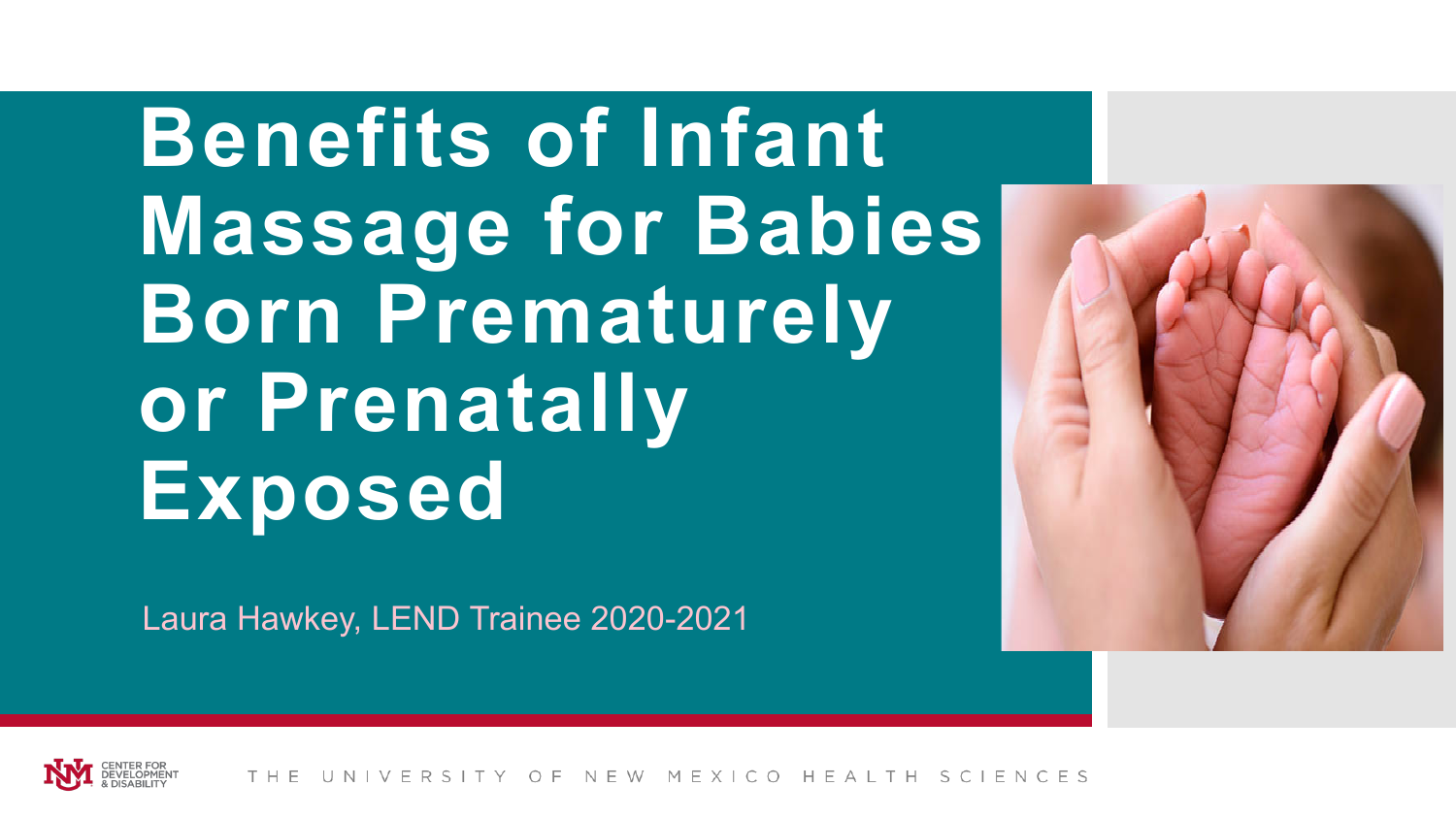# Benefits of Infant Massage for Babies Born Prematurely or Prenatally Exposed

Laura Hawkey, LEND Trainee 2020-2021

CENTER FOR DEVELOPMENT & DISABILITY

THE UNIVERSITY OF NEW MEXICO HEALTH SCIENCES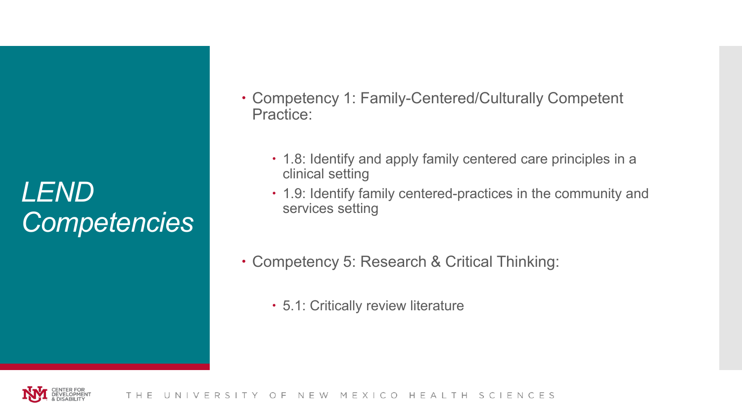# *LEND Competencies*

- Competency 1: Family-Centered/Culturally Competent Practice:
  - 1.8: Identify and apply family centered care principles in a clinical setting
  - 1.9: Identify family centered-practices in the community and services setting
- Competency 5: Research & Critical Thinking:
  - 5.1: Critically review literature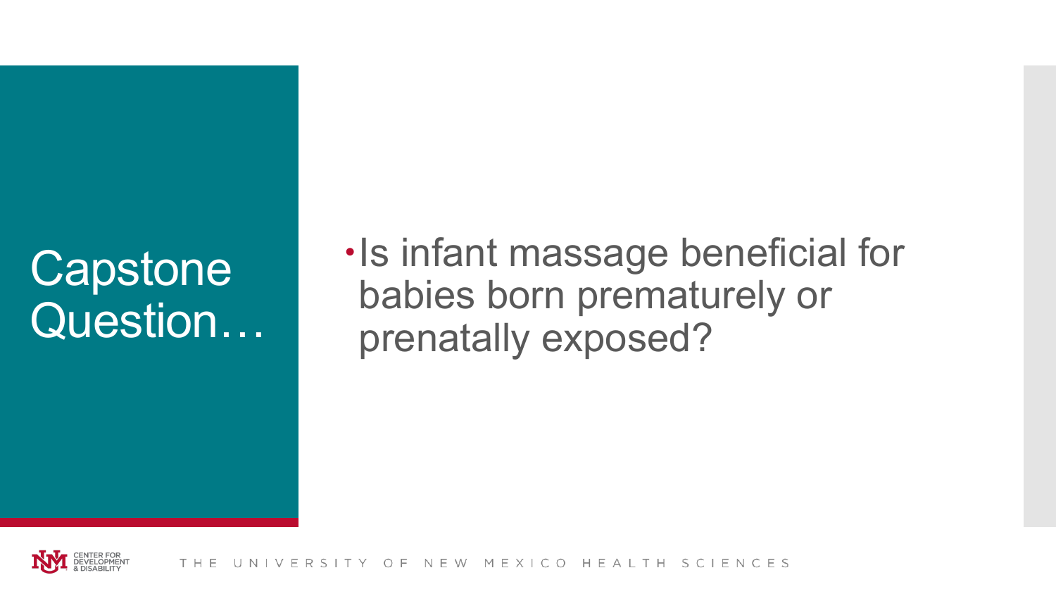# Capstone Question…

- Is infant massage beneficial for babies born prematurely or prenatally exposed?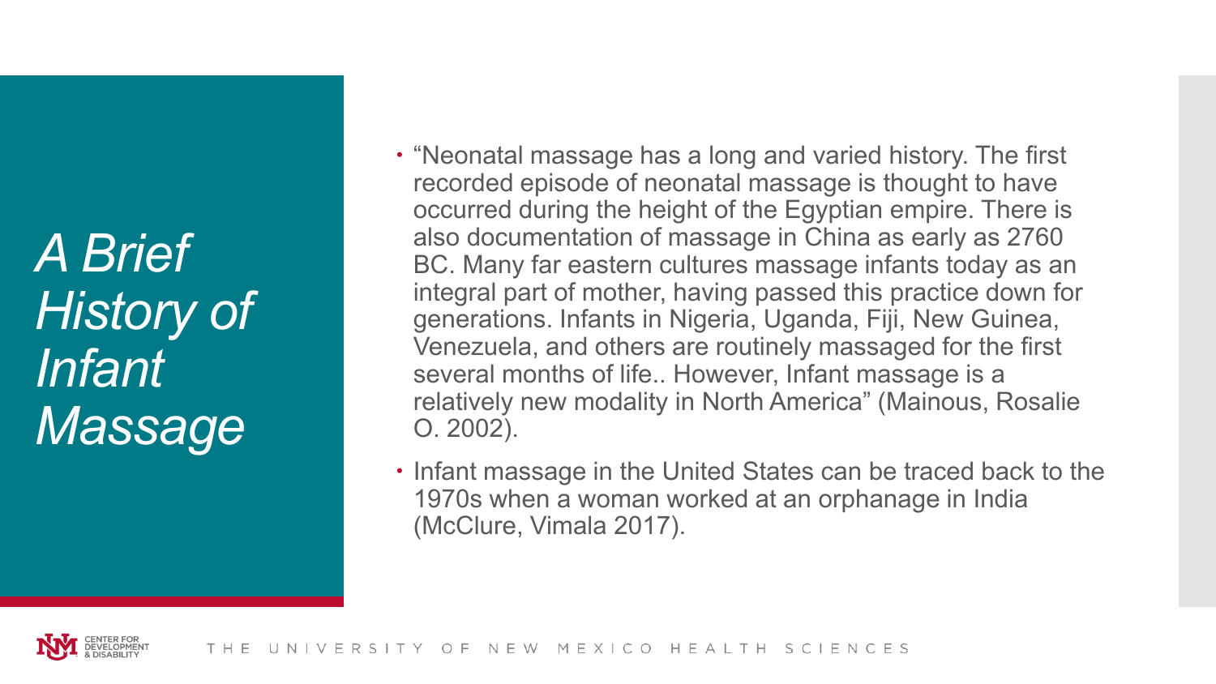# *A Brief History of Infant Massage*

- "Neonatal massage has a long and varied history. The first recorded episode of neonatal massage is thought to have occurred during the height of the Egyptian empire. There is also documentation of massage in China as early as 2760 BC. Many far eastern cultures massage infants today as an integral part of mother, having passed this practice down for generations. Infants in Nigeria, Uganda, Fiji, New Guinea, Venezuela, and others are routinely massaged for the first several months of life.. However, Infant massage is a relatively new modality in North America" (Mainous, Rosalie O. 2002).
- Infant massage in the United States can be traced back to the 1970s when a woman worked at an orphanage in India (McClure, Vimala 2017).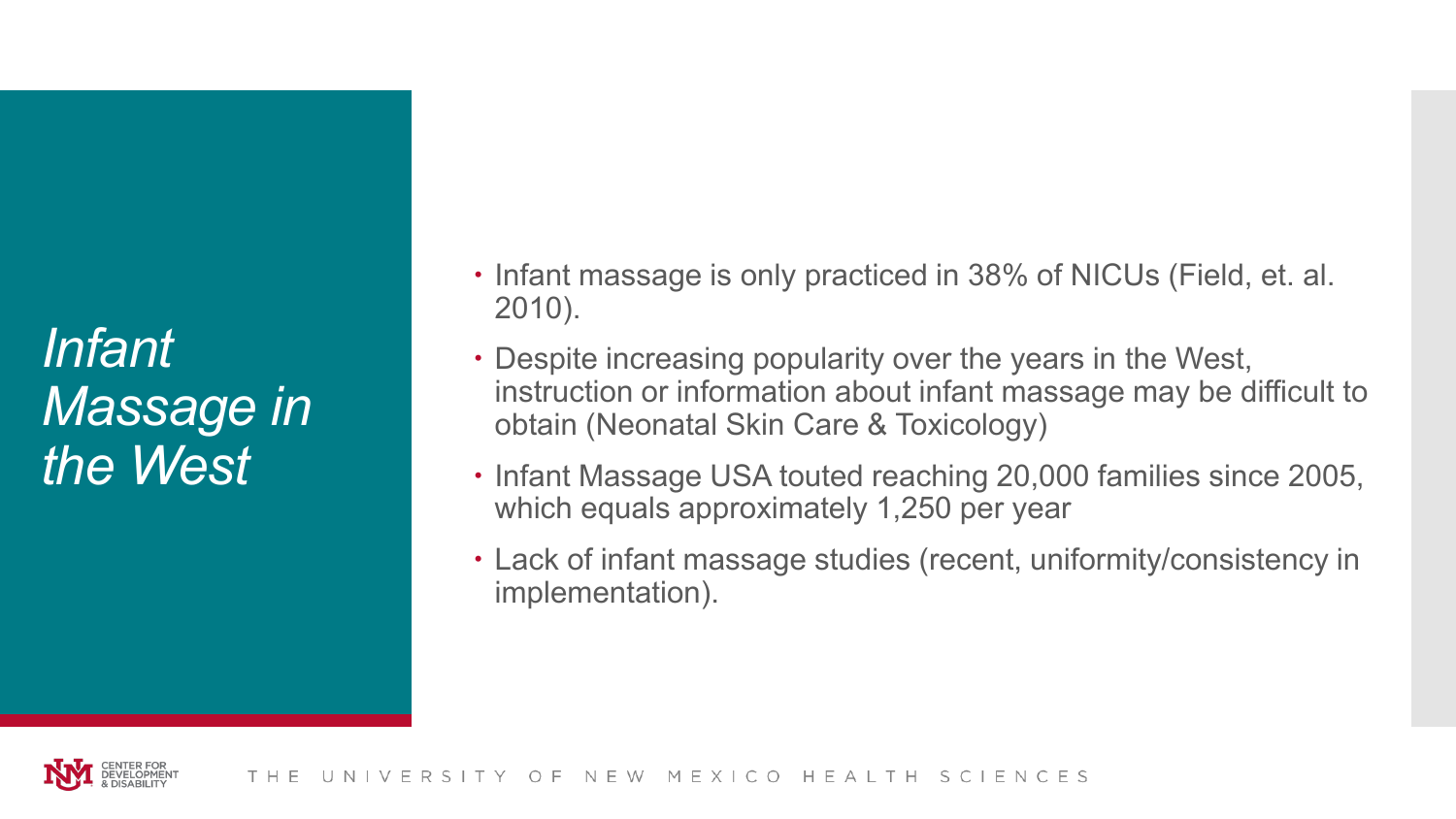# *Infant Massage in the West*

- Infant massage is only practiced in 38% of NICUs (Field, et. al. 2010).
- Despite increasing popularity over the years in the West, instruction or information about infant massage may be difficult to obtain (Neonatal Skin Care & Toxicology)
- Infant Massage USA touted reaching 20,000 families since 2005, which equals approximately 1,250 per year
- Lack of infant massage studies (recent, uniformity/consistency in implementation).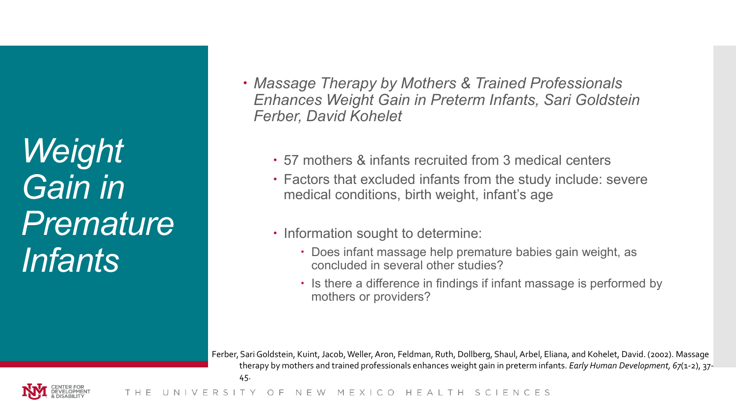# *Weight Gain in Premature Infants*

- *Massage Therapy by Mothers & Trained Professionals Enhances Weight Gain in Preterm Infants, Sari Goldstein Ferber, David Kohelet*
  - 57 mothers & infants recruited from 3 medical centers
  - Factors that excluded infants from the study include: severe medical conditions, birth weight, infant's age
  - Information sought to determine:
    - Does infant massage help premature babies gain weight, as concluded in several other studies?
    - Is there a difference in findings if infant massage is performed by mothers or providers?

Ferber, Sari Goldstein, Kuint, Jacob, Weller, Aron, Feldman, Ruth, Dollberg, Shaul, Arbel, Eliana, and Kohelet, David. (2002). Massage therapy by mothers and trained professionals enhances weight gain in preterm infants. *Early Human Development, 67*(1-2), 37-45.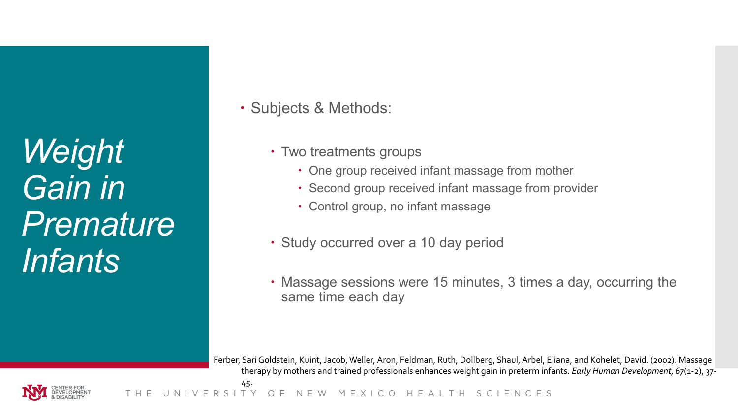# *Weight Gain in Premature Infants*

- Subjects & Methods:
  - Two treatments groups
    - One group received infant massage from mother
    - Second group received infant massage from provider
    - Control group, no infant massage
  - Study occurred over a 10 day period
  - Massage sessions were 15 minutes, 3 times a day, occurring the same time each day

Ferber, Sari Goldstein, Kuint, Jacob, Weller, Aron, Feldman, Ruth, Dollberg, Shaul, Arbel, Eliana, and Kohelet, David. (2002). Massage therapy by mothers and trained professionals enhances weight gain in preterm infants. *Early Human Development*, *67*(1-2), 37-45.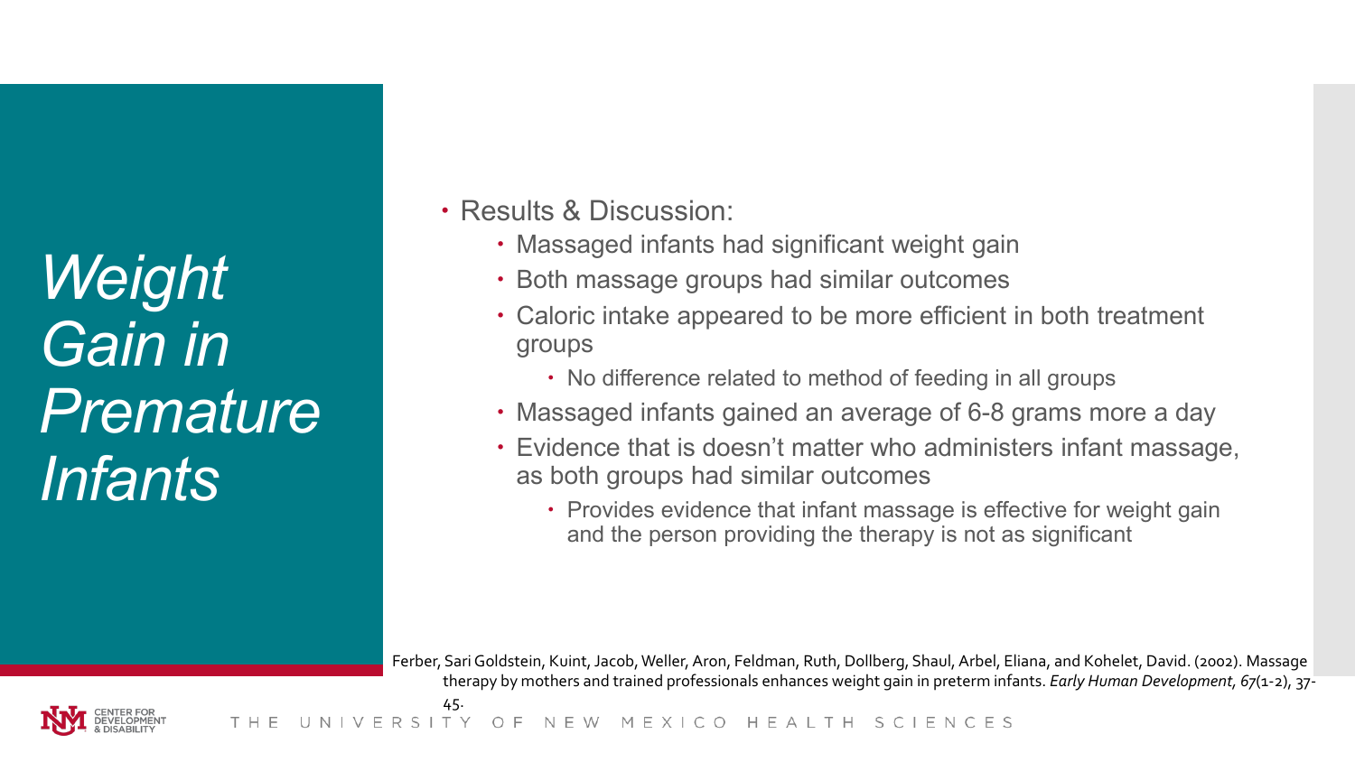# *Weight Gain in Premature Infants*

- Results & Discussion:
  - Massaged infants had significant weight gain
  - Both massage groups had similar outcomes
  - Caloric intake appeared to be more efficient in both treatment groups
    - No difference related to method of feeding in all groups
  - Massaged infants gained an average of 6-8 grams more a day
  - Evidence that is doesn't matter who administers infant massage, as both groups had similar outcomes
    - Provides evidence that infant massage is effective for weight gain and the person providing the therapy is not as significant

Ferber, Sari Goldstein, Kuint, Jacob, Weller, Aron, Feldman, Ruth, Dollberg, Shaul, Arbel, Eliana, and Kohelet, David. (2002). Massage therapy by mothers and trained professionals enhances weight gain in preterm infants. *Early Human Development*, *67*(1-2), 37-45.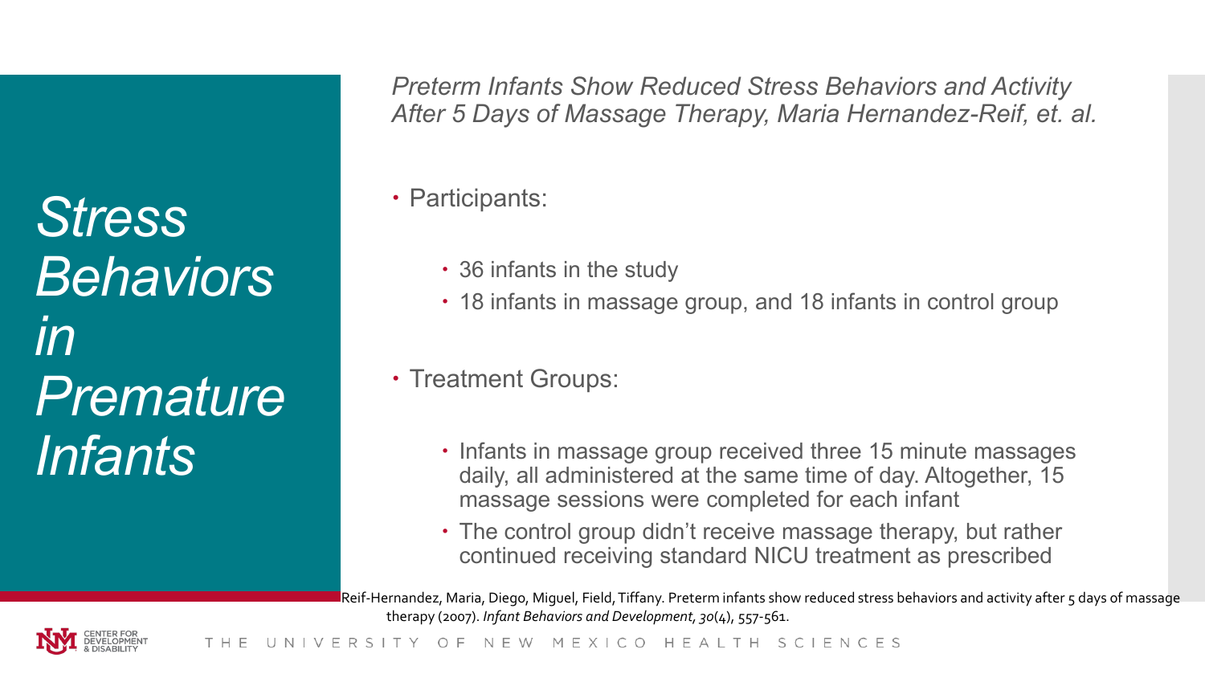# *Stress Behaviors in Premature Infants*

*Preterm Infants Show Reduced Stress Behaviors and Activity After 5 Days of Massage Therapy, Maria Hernandez-Reif, et. al.*

- Participants:
  - 36 infants in the study
  - 18 infants in massage group, and 18 infants in control group
- Treatment Groups:
  - Infants in massage group received three 15 minute massages daily, all administered at the same time of day. Altogether, 15 massage sessions were completed for each infant
  - The control group didn't receive massage therapy, but rather continued receiving standard NICU treatment as prescribed

Reif-Hernandez, Maria, Diego, Miguel, Field, Tiffany. Preterm infants show reduced stress behaviors and activity after 5 days of massage therapy (2007). *Infant Behaviors and Development*, *30*(4), 557-561.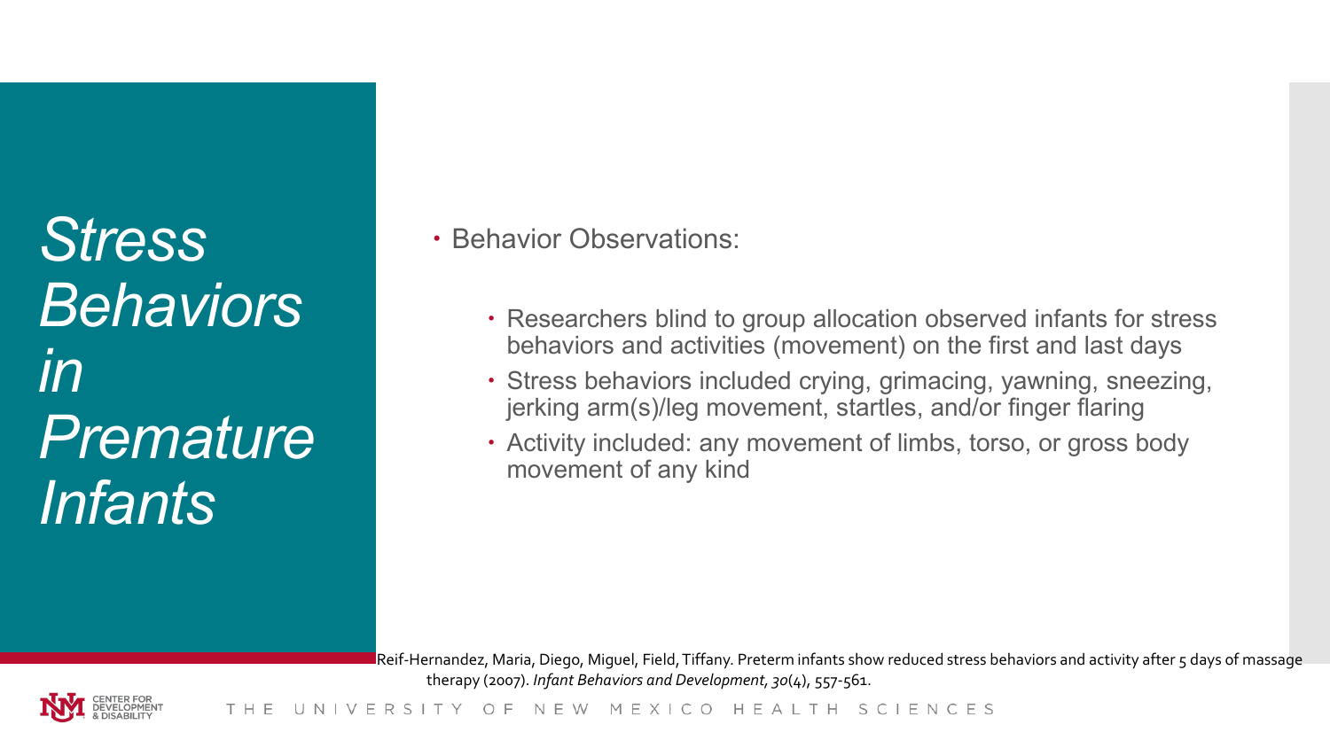# *Stress Behaviors in Premature Infants*

- Behavior Observations:
  - Researchers blind to group allocation observed infants for stress behaviors and activities (movement) on the first and last days
  - Stress behaviors included crying, grimacing, yawning, sneezing, jerking arm(s)/leg movement, startles, and/or finger flaring
  - Activity included: any movement of limbs, torso, or gross body movement of any kind

Reif-Hernandez, Maria, Diego, Miguel, Field, Tiffany. Preterm infants show reduced stress behaviors and activity after 5 days of massage therapy (2007). *Infant Behaviors and Development*, *30*(4), 557-561.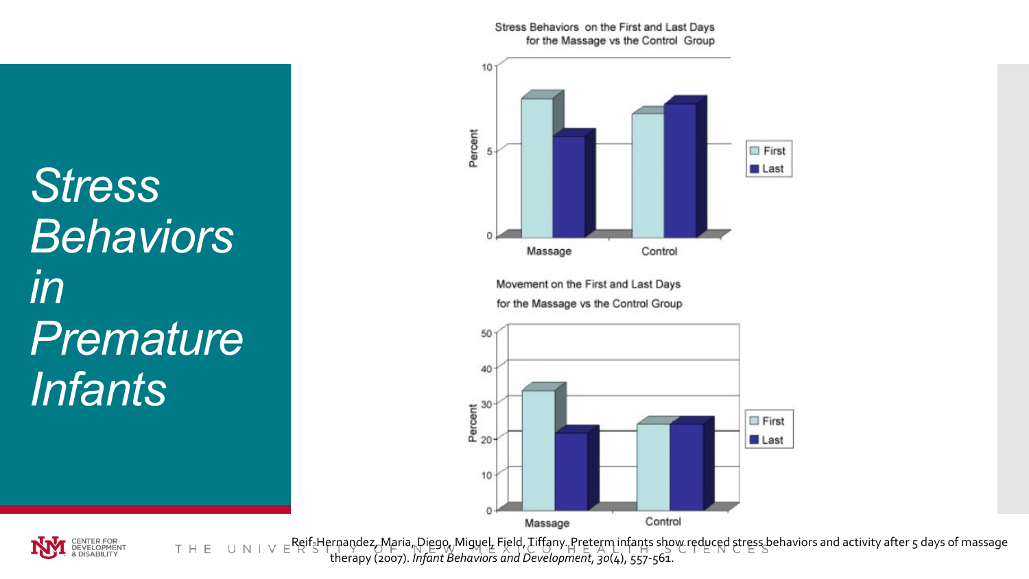# Stress Behaviors in Premature Infants

Stress Behaviors on the First and Last Days for the Massage vs the Control Group

Movement on the First and Last Days for the Massage vs the Control Group

Reif-Hernandez, Maria, Diego, Miguel, Field, Tiffany. Preterm infants show reduced stress behaviors and activity after 5 days of massage therapy (2007). *Infant Behaviors and Development, 30*(4), 557-561.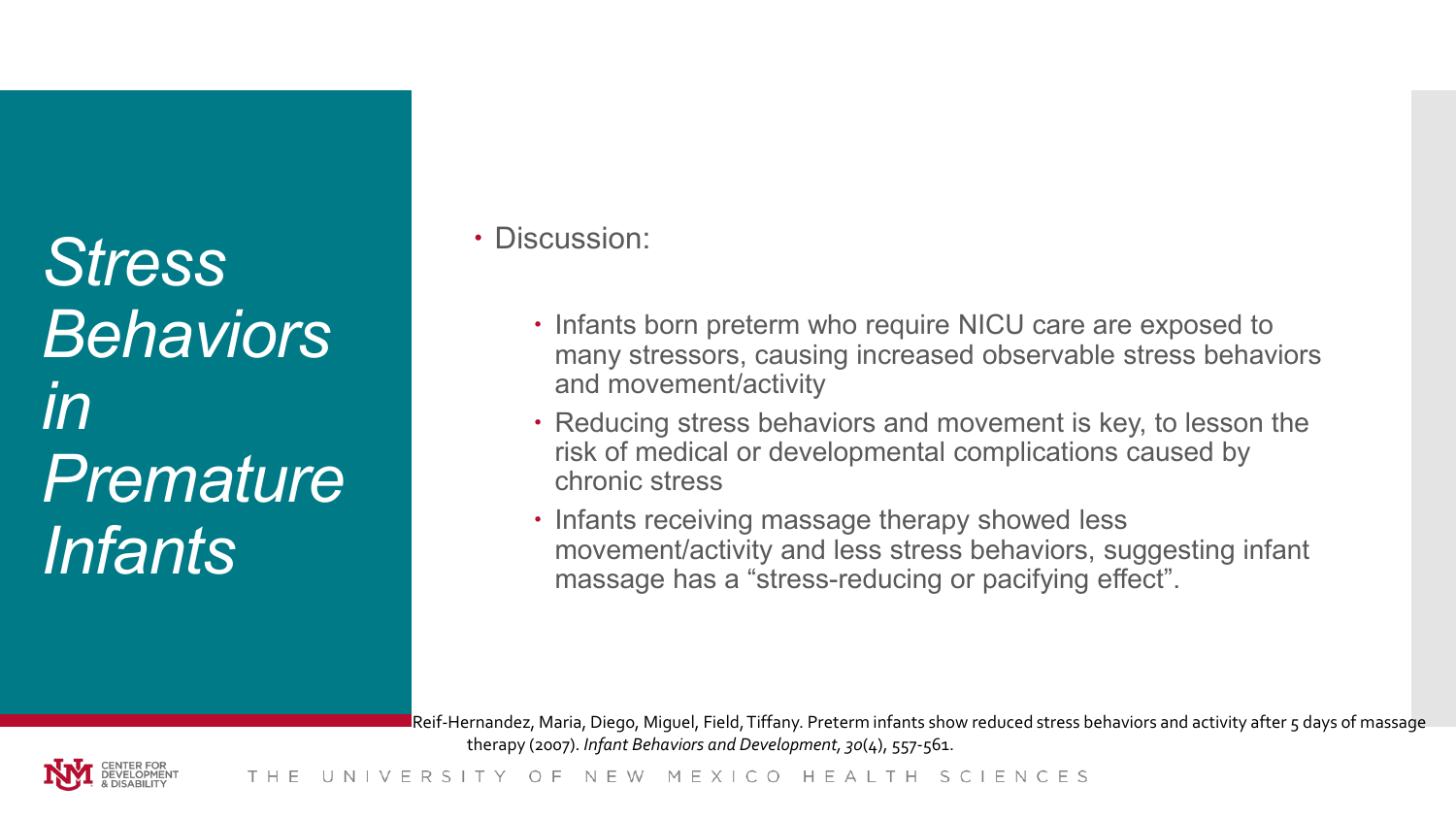# *Stress Behaviors in Premature Infants*

- Discussion:
  - Infants born preterm who require NICU care are exposed to many stressors, causing increased observable stress behaviors and movement/activity
  - Reducing stress behaviors and movement is key, to lesson the risk of medical or developmental complications caused by chronic stress
  - Infants receiving massage therapy showed less movement/activity and less stress behaviors, suggesting infant massage has a "stress-reducing or pacifying effect".

Reif-Hernandez, Maria, Diego, Miguel, Field, Tiffany. Preterm infants show reduced stress behaviors and activity after 5 days of massage therapy (2007). *Infant Behaviors and Development*, *30*(4), 557-561.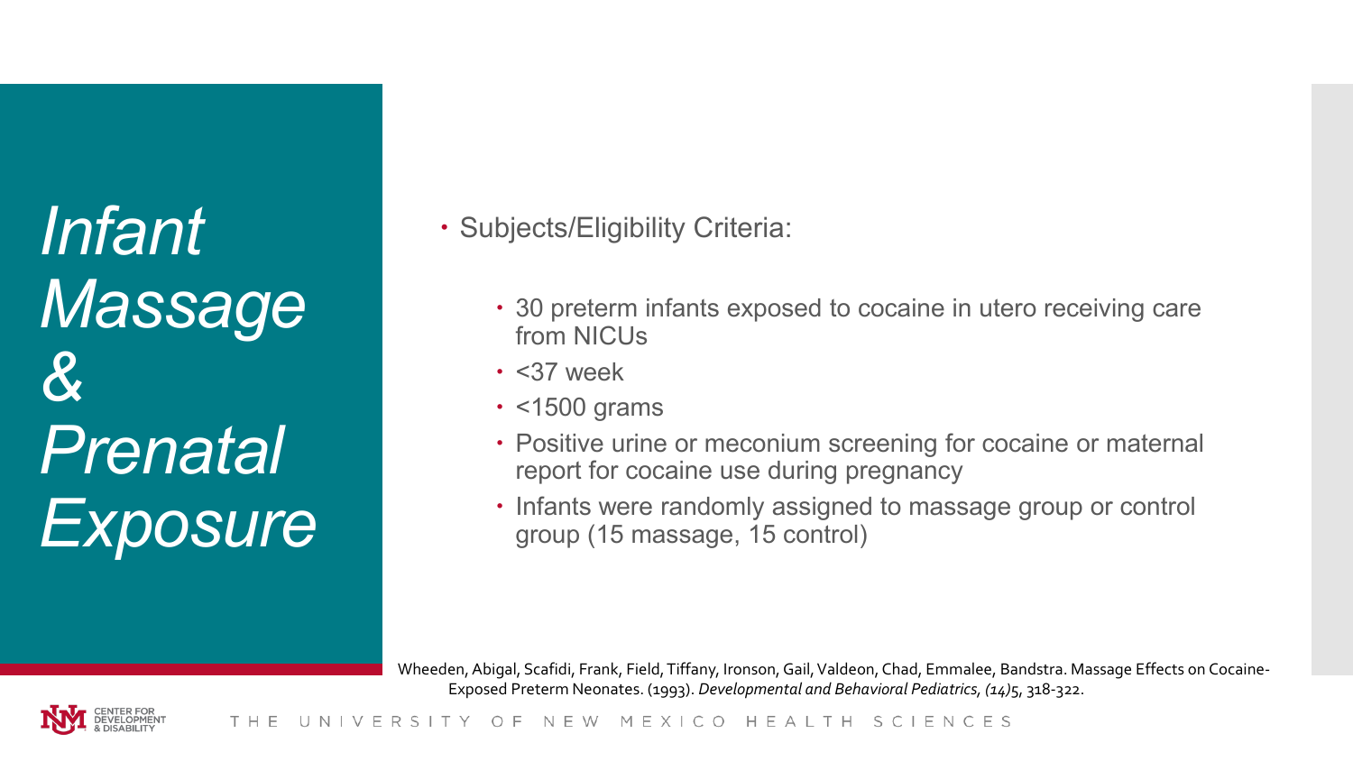# *Infant Massage & Prenatal Exposure*

- Subjects/Eligibility Criteria:
  - 30 preterm infants exposed to cocaine in utero receiving care from NICUs
  - <37 week
  - <1500 grams
  - Positive urine or meconium screening for cocaine or maternal report for cocaine use during pregnancy
  - Infants were randomly assigned to massage group or control group (15 massage, 15 control)

Wheeden, Abigal, Scafidi, Frank, Field, Tiffany, Ironson, Gail, Valdeon, Chad, Emmalee, Bandstra. Massage Effects on Cocaine-Exposed Preterm Neonates. (1993). *Developmental and Behavioral Pediatrics, (14)*5, 318-322.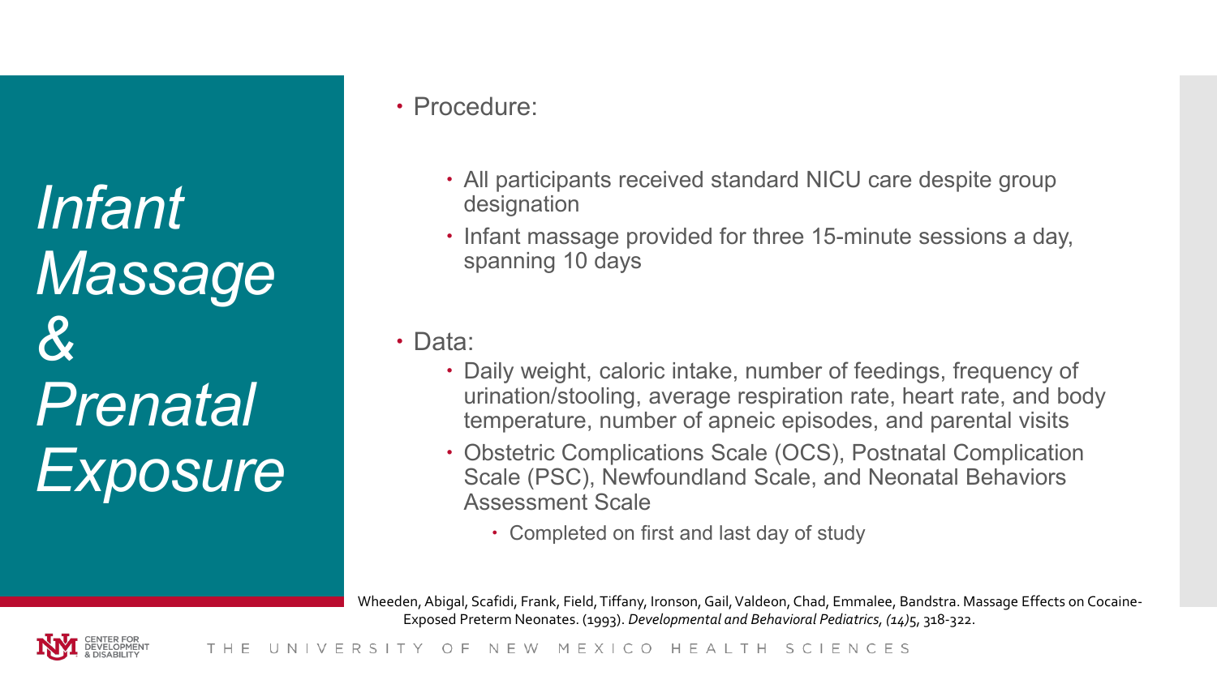# *Infant Massage & Prenatal Exposure*

- Procedure:
  - All participants received standard NICU care despite group designation
  - Infant massage provided for three 15-minute sessions a day, spanning 10 days
- Data:
  - Daily weight, caloric intake, number of feedings, frequency of urination/stooling, average respiration rate, heart rate, and body temperature, number of apneic episodes, and parental visits
  - Obstetric Complications Scale (OCS), Postnatal Complication Scale (PSC), Newfoundland Scale, and Neonatal Behaviors Assessment Scale
    - Completed on first and last day of study

Wheeden, Abigal, Scafidi, Frank, Field, Tiffany, Ironson, Gail, Valdeon, Chad, Emmalee, Bandstra. Massage Effects on Cocaine-Exposed Preterm Neonates. (1993). *Developmental and Behavioral Pediatrics, (14)*5, 318-322.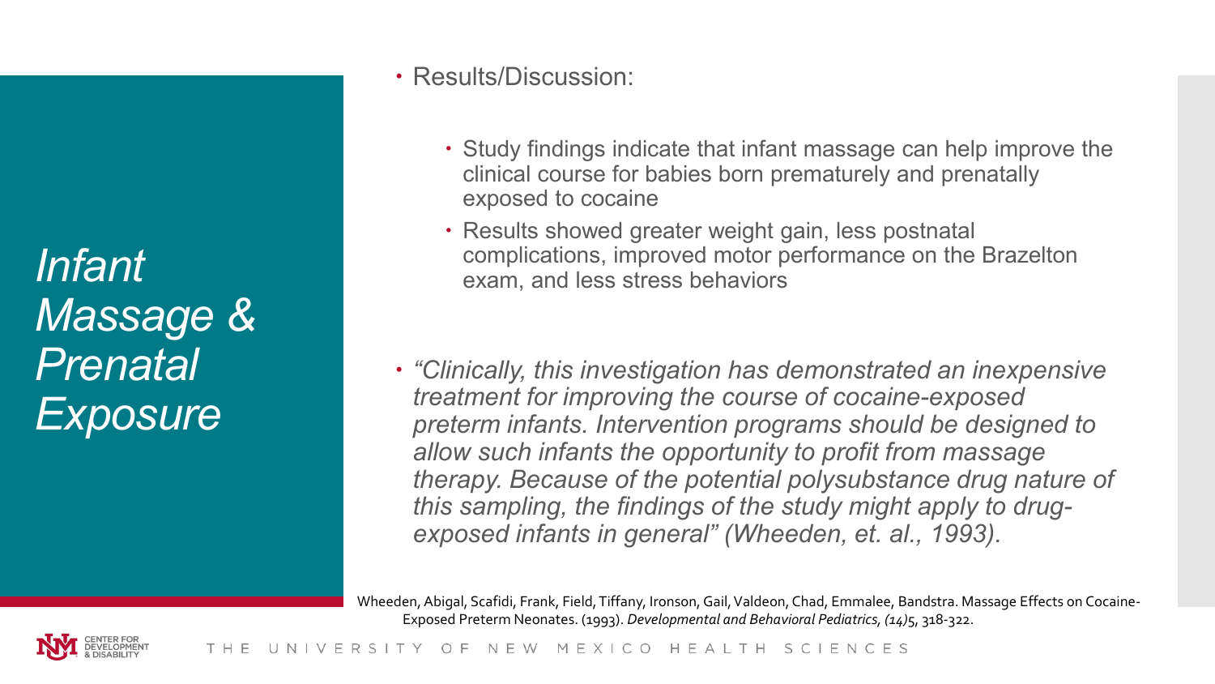# *Infant Massage & Prenatal Exposure*

- Results/Discussion:
  - Study findings indicate that infant massage can help improve the clinical course for babies born prematurely and prenatally exposed to cocaine
  - Results showed greater weight gain, less postnatal complications, improved motor performance on the Brazelton exam, and less stress behaviors

- *"Clinically, this investigation has demonstrated an inexpensive treatment for improving the course of cocaine-exposed preterm infants. Intervention programs should be designed to allow such infants the opportunity to profit from massage therapy. Because of the potential polysubstance drug nature of this sampling, the findings of the study might apply to drug-exposed infants in general" (Wheeden, et. al., 1993).*

Wheeden, Abigal, Scafidi, Frank, Field, Tiffany, Ironson, Gail, Valdeon, Chad, Emmalee, Bandstra. Massage Effects on Cocaine-Exposed Preterm Neonates. (1993). *Developmental and Behavioral Pediatrics, (14)*5, 318-322.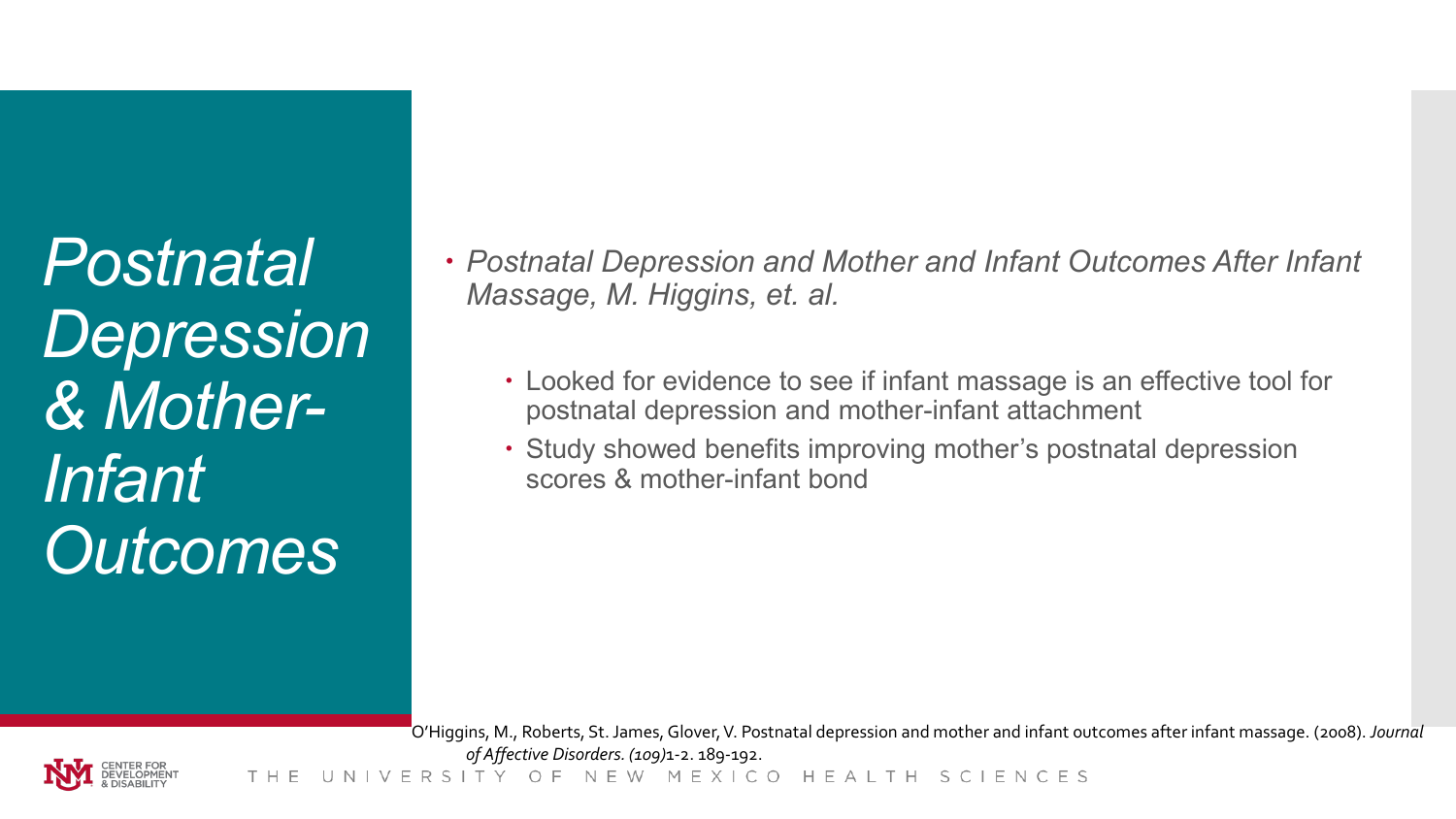# *Postnatal Depression & Mother-Infant Outcomes*

- *Postnatal Depression and Mother and Infant Outcomes After Infant Massage, M. Higgins, et. al.*
  - Looked for evidence to see if infant massage is an effective tool for postnatal depression and mother-infant attachment
  - Study showed benefits improving mother's postnatal depression scores & mother-infant bond

O'Higgins, M., Roberts, St. James, Glover, V. Postnatal depression and mother and infant outcomes after infant massage. (2008). *Journal of Affective Disorders. (109)*1-2. 189-192.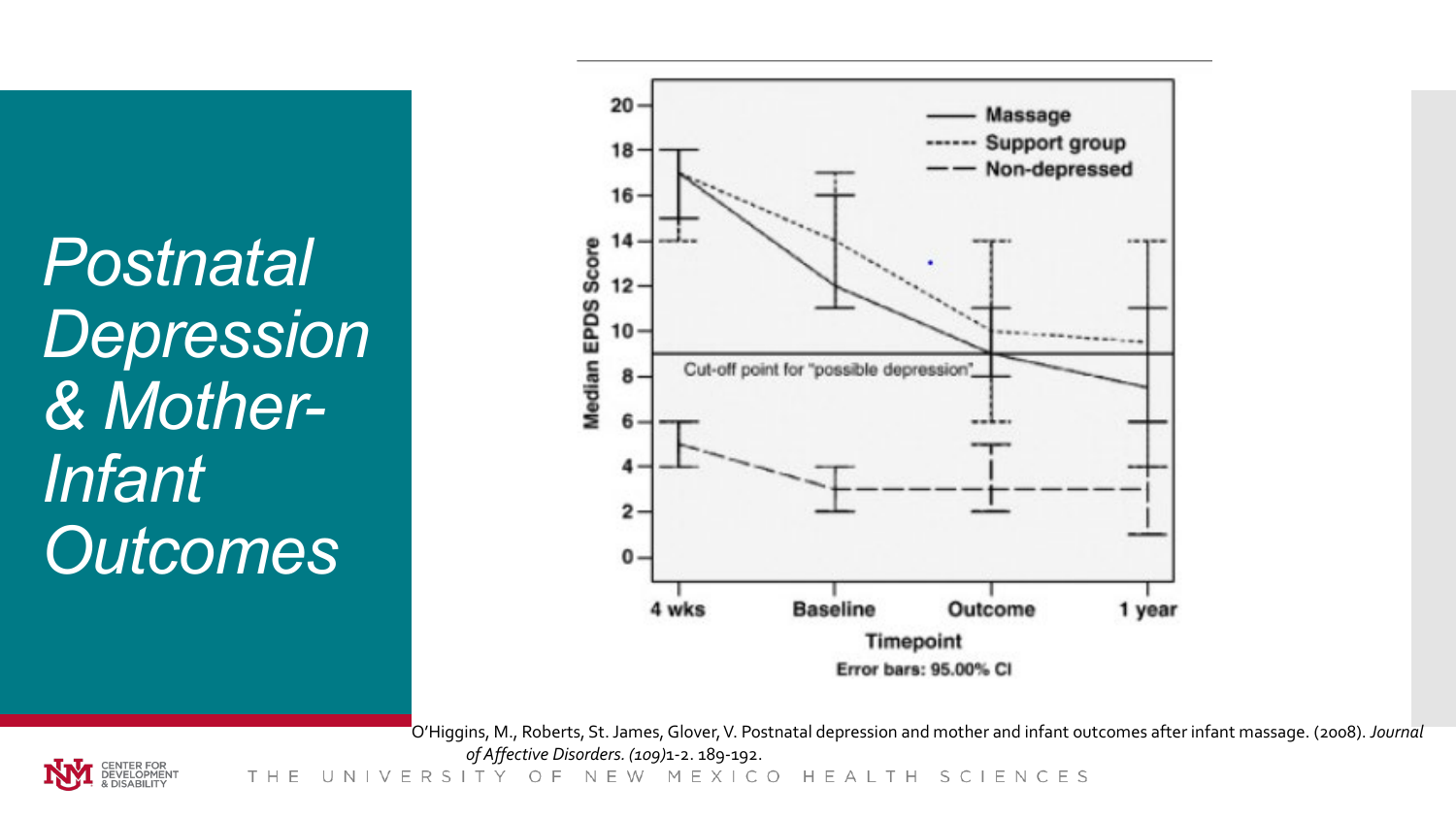# Postnatal Depression & Mother-Infant Outcomes

O'Higgins, M., Roberts, St. James, Glover, V. Postnatal depression and mother and infant outcomes after infant massage. (2008). *Journal of Affective Disorders. (109)*1-2. 189-192.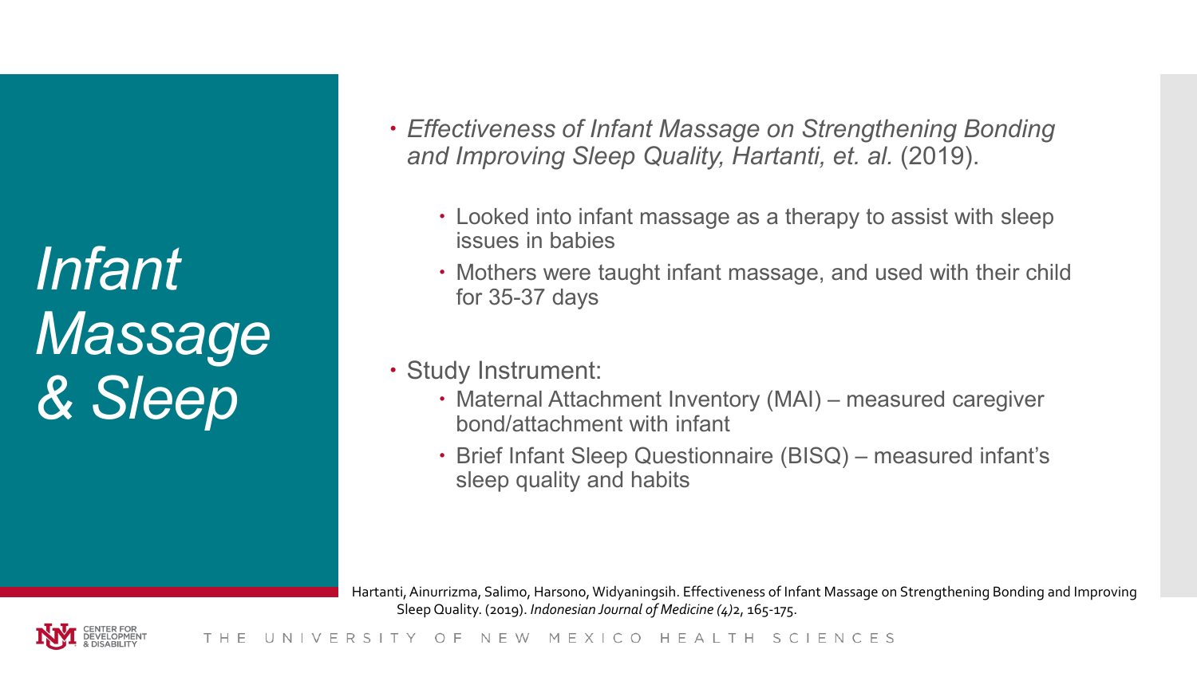# *Infant Massage & Sleep*

- *Effectiveness of Infant Massage on Strengthening Bonding and Improving Sleep Quality, Hartanti, et. al.* (2019).
  - Looked into infant massage as a therapy to assist with sleep issues in babies
  - Mothers were taught infant massage, and used with their child for 35-37 days
- Study Instrument:
  - Maternal Attachment Inventory (MAI) – measured caregiver bond/attachment with infant
  - Brief Infant Sleep Questionnaire (BISQ) – measured infant's sleep quality and habits

Hartanti, Ainurrizma, Salimo, Harsono, Widyaningsih. Effectiveness of Infant Massage on Strengthening Bonding and Improving Sleep Quality. (2019). *Indonesian Journal of Medicine (4)*2, 165-175.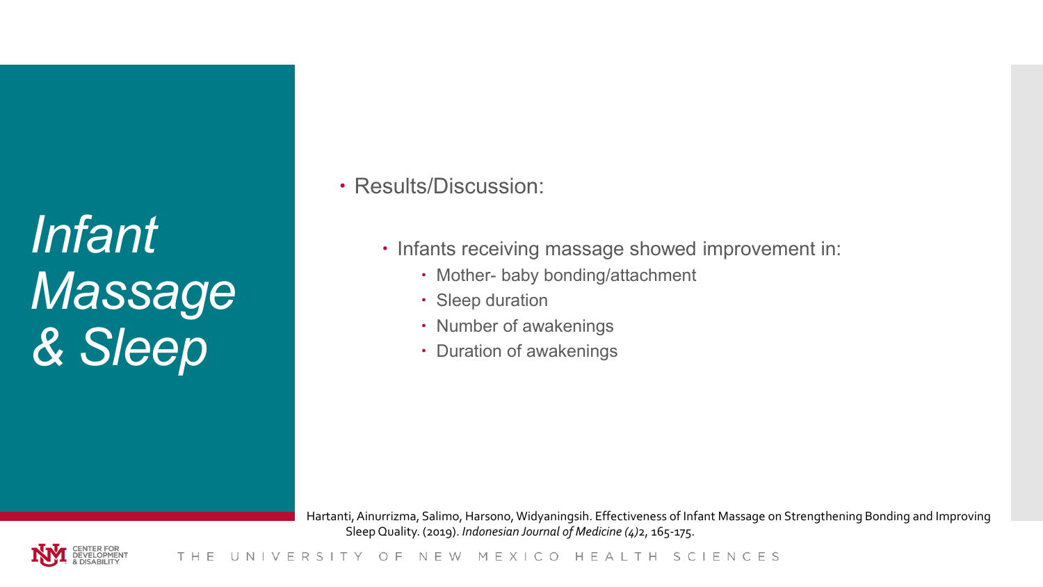# Infant Massage & Sleep

- Results/Discussion:
  - Infants receiving massage showed improvement in:
    - Mother- baby bonding/attachment
    - Sleep duration
    - Number of awakenings
    - Duration of awakenings

Hartanti, Ainurrizma, Salimo, Harsono, Widyaningsih. Effectiveness of Infant Massage on Strengthening Bonding and Improving Sleep Quality. (2019). *Indonesian Journal of Medicine (4)*2, 165-175.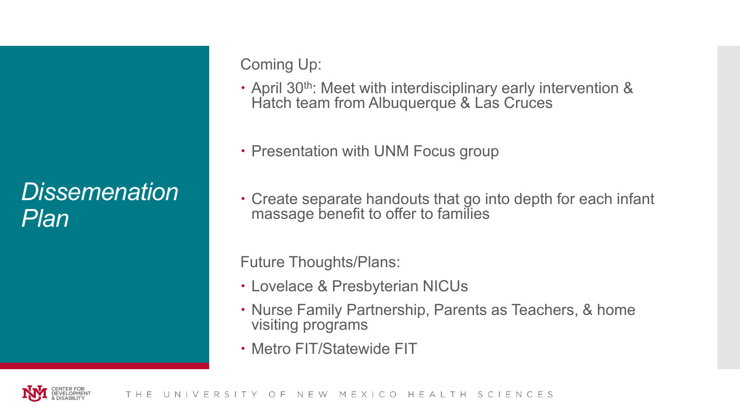# *Dissemenation Plan*

Coming Up:

- April 30th: Meet with interdisciplinary early intervention & Hatch team from Albuquerque & Las Cruces
- Presentation with UNM Focus group
- Create separate handouts that go into depth for each infant massage benefit to offer to families

Future Thoughts/Plans:

- Lovelace & Presbyterian NICUs
- Nurse Family Partnership, Parents as Teachers, & home visiting programs
- Metro FIT/Statewide FIT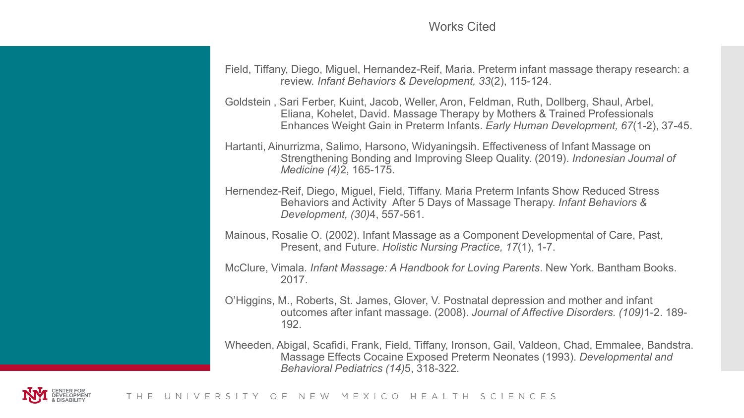# Works Cited

Field, Tiffany, Diego, Miguel, Hernandez-Reif, Maria. Preterm infant massage therapy research: a review. *Infant Behaviors & Development, 33*(2), 115-124.

Goldstein , Sari Ferber, Kuint, Jacob, Weller, Aron, Feldman, Ruth, Dollberg, Shaul, Arbel, Eliana, Kohelet, David. Massage Therapy by Mothers & Trained Professionals Enhances Weight Gain in Preterm Infants. *Early Human Development, 67*(1-2), 37-45.

Hartanti, Ainurrizma, Salimo, Harsono, Widyaningsih. Effectiveness of Infant Massage on Strengthening Bonding and Improving Sleep Quality. (2019). *Indonesian Journal of Medicine (4)*2, 165-175.

Hernendez-Reif, Diego, Miguel, Field, Tiffany. Maria Preterm Infants Show Reduced Stress Behaviors and Activity After 5 Days of Massage Therapy. *Infant Behaviors & Development, (30)*4, 557-561.

Mainous, Rosalie O. (2002). Infant Massage as a Component Developmental of Care, Past, Present, and Future. *Holistic Nursing Practice, 17*(1), 1-7.

McClure, Vimala. *Infant Massage: A Handbook for Loving Parents*. New York. Bantham Books. 2017.

O'Higgins, M., Roberts, St. James, Glover, V. Postnatal depression and mother and infant outcomes after infant massage. (2008). *Journal of Affective Disorders. (109)*1-2. 189-192.

Wheeden, Abigal, Scafidi, Frank, Field, Tiffany, Ironson, Gail, Valdeon, Chad, Emmalee, Bandstra. Massage Effects Cocaine Exposed Preterm Neonates (1993). *Developmental and Behavioral Pediatrics (14)*5, 318-322.